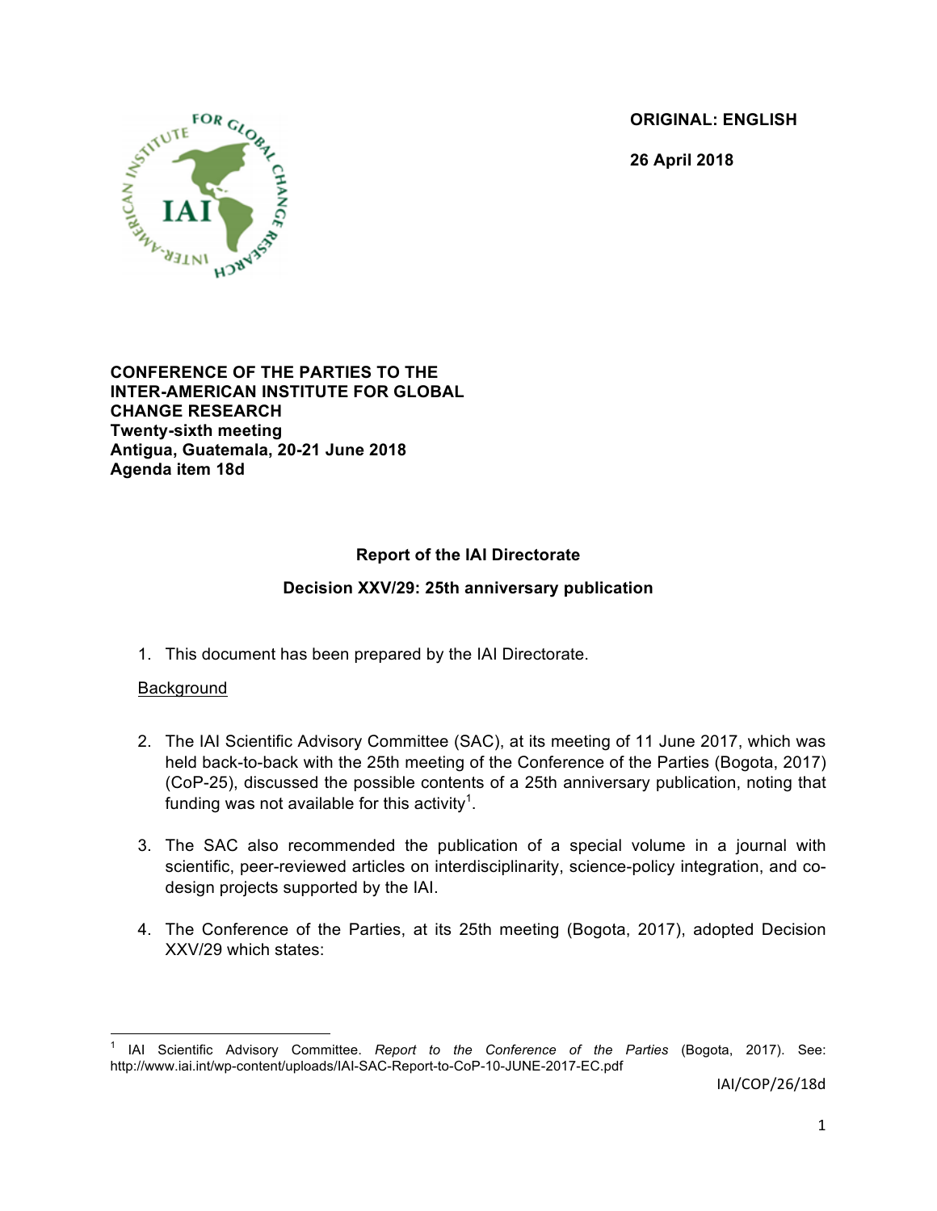**ORIGINAL: ENGLISH**

**26 April 2018**

**CONFERENCE OF THE PARTIES TO THE INTER-AMERICAN INSTITUTE FOR GLOBAL CHANGE RESEARCH**
**Twenty-sixth meeting**
**Antigua, Guatemala, 20-21 June 2018**
**Agenda item 18d**

## Report of the IAI Directorate

## Decision XXV/29: 25th anniversary publication

1. This document has been prepared by the IAI Directorate.

Background

2. The IAI Scientific Advisory Committee (SAC), at its meeting of 11 June 2017, which was held back-to-back with the 25th meeting of the Conference of the Parties (Bogota, 2017) (CoP-25), discussed the possible contents of a 25th anniversary publication, noting that funding was not available for this activity[1].

3. The SAC also recommended the publication of a special volume in a journal with scientific, peer-reviewed articles on interdisciplinarity, science-policy integration, and co-design projects supported by the IAI.

4. The Conference of the Parties, at its 25th meeting (Bogota, 2017), adopted Decision XXV/29 which states:

---

[1] IAI Scientific Advisory Committee. *Report to the Conference of the Parties* (Bogota, 2017). See: http://www.iai.int/wp-content/uploads/IAI-SAC-Report-to-CoP-10-JUNE-2017-EC.pdf

IAI/COP/26/18d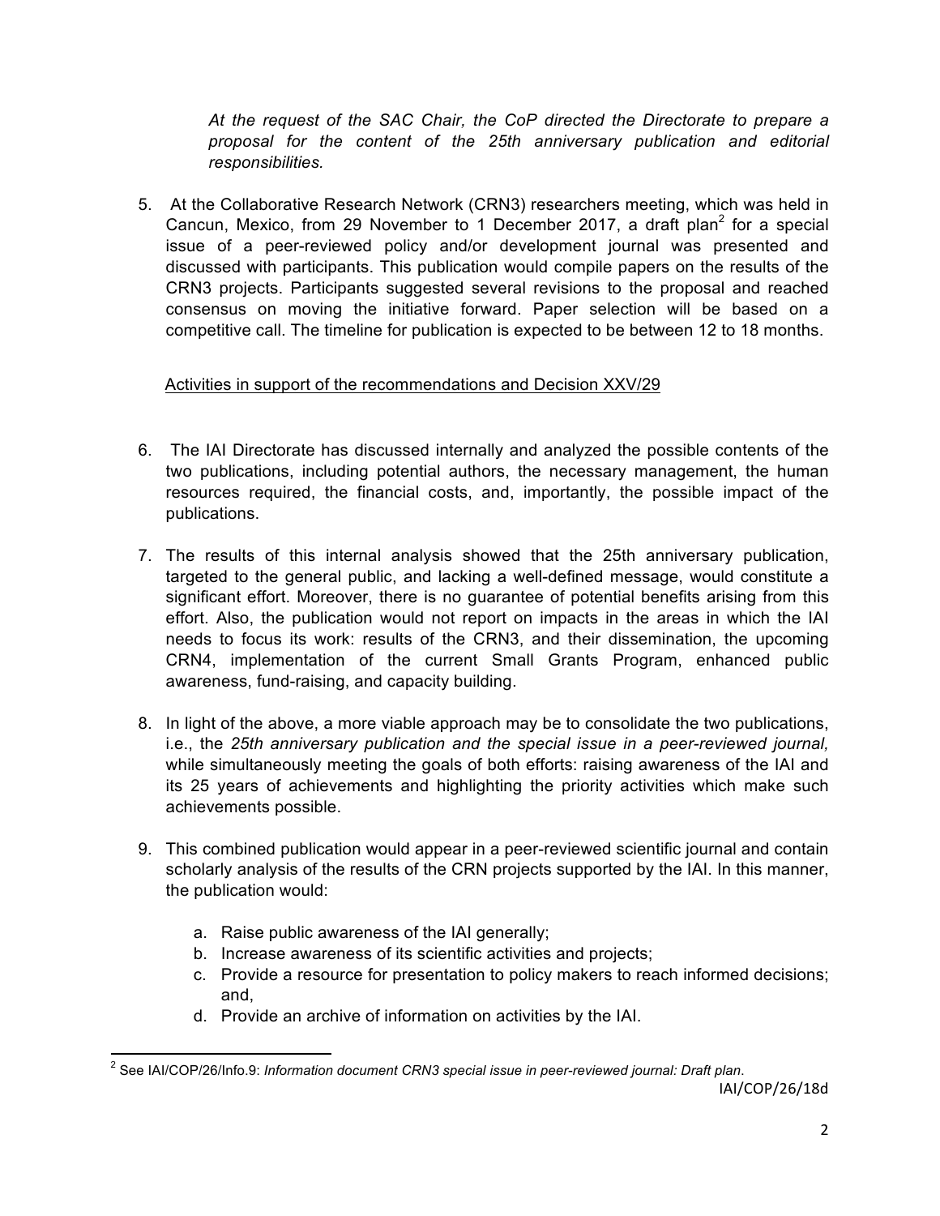*At the request of the SAC Chair, the CoP directed the Directorate to prepare a proposal for the content of the 25th anniversary publication and editorial responsibilities.*

5. At the Collaborative Research Network (CRN3) researchers meeting, which was held in Cancun, Mexico, from 29 November to 1 December 2017, a draft plan[2] for a special issue of a peer-reviewed policy and/or development journal was presented and discussed with participants. This publication would compile papers on the results of the CRN3 projects. Participants suggested several revisions to the proposal and reached consensus on moving the initiative forward. Paper selection will be based on a competitive call. The timeline for publication is expected to be between 12 to 18 months.

<u>Activities in support of the recommendations and Decision XXV/29</u>

6. The IAI Directorate has discussed internally and analyzed the possible contents of the two publications, including potential authors, the necessary management, the human resources required, the financial costs, and, importantly, the possible impact of the publications.

7. The results of this internal analysis showed that the 25th anniversary publication, targeted to the general public, and lacking a well-defined message, would constitute a significant effort. Moreover, there is no guarantee of potential benefits arising from this effort. Also, the publication would not report on impacts in the areas in which the IAI needs to focus its work: results of the CRN3, and their dissemination, the upcoming CRN4, implementation of the current Small Grants Program, enhanced public awareness, fund-raising, and capacity building.

8. In light of the above, a more viable approach may be to consolidate the two publications, i.e., the *25th anniversary publication and the special issue in a peer-reviewed journal,* while simultaneously meeting the goals of both efforts: raising awareness of the IAI and its 25 years of achievements and highlighting the priority activities which make such achievements possible.

9. This combined publication would appear in a peer-reviewed scientific journal and contain scholarly analysis of the results of the CRN projects supported by the IAI. In this manner, the publication would:

    a. Raise public awareness of the IAI generally;
    b. Increase awareness of its scientific activities and projects;
    c. Provide a resource for presentation to policy makers to reach informed decisions; and,
    d. Provide an archive of information on activities by the IAI.

[2] See IAI/COP/26/Info.9: *Information document CRN3 special issue in peer-reviewed journal: Draft plan.*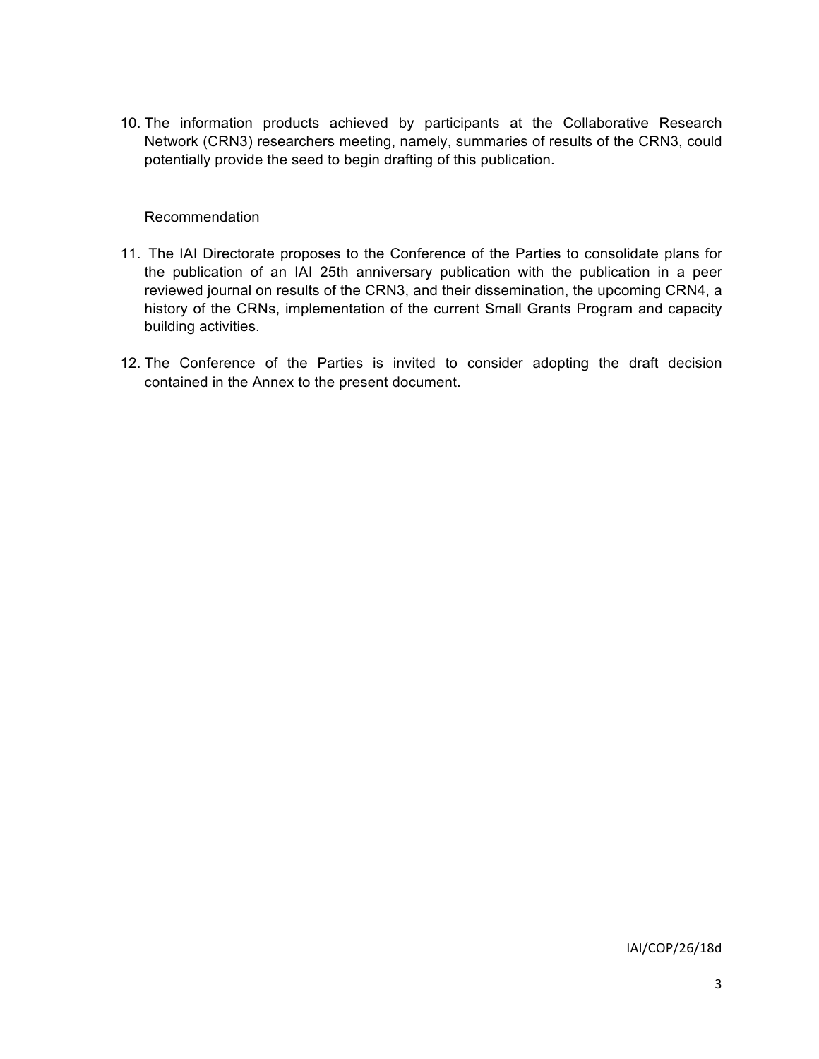10. The information products achieved by participants at the Collaborative Research Network (CRN3) researchers meeting, namely, summaries of results of the CRN3, could potentially provide the seed to begin drafting of this publication.

Recommendation

11. The IAI Directorate proposes to the Conference of the Parties to consolidate plans for the publication of an IAI 25th anniversary publication with the publication in a peer reviewed journal on results of the CRN3, and their dissemination, the upcoming CRN4, a history of the CRNs, implementation of the current Small Grants Program and capacity building activities.

12. The Conference of the Parties is invited to consider adopting the draft decision contained in the Annex to the present document.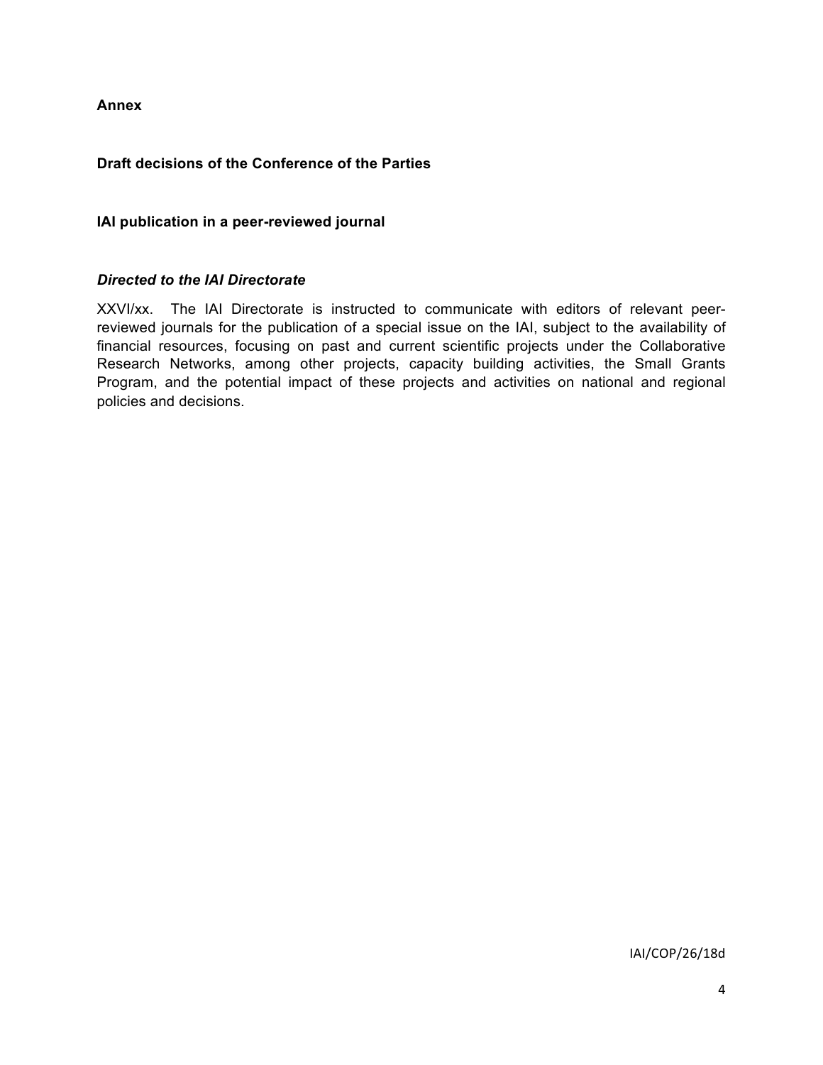**Annex**

**Draft decisions of the Conference of the Parties**

**IAI publication in a peer-reviewed journal**

***Directed to the IAI Directorate***

XXVI/xx. The IAI Directorate is instructed to communicate with editors of relevant peer-reviewed journals for the publication of a special issue on the IAI, subject to the availability of financial resources, focusing on past and current scientific projects under the Collaborative Research Networks, among other projects, capacity building activities, the Small Grants Program, and the potential impact of these projects and activities on national and regional policies and decisions.